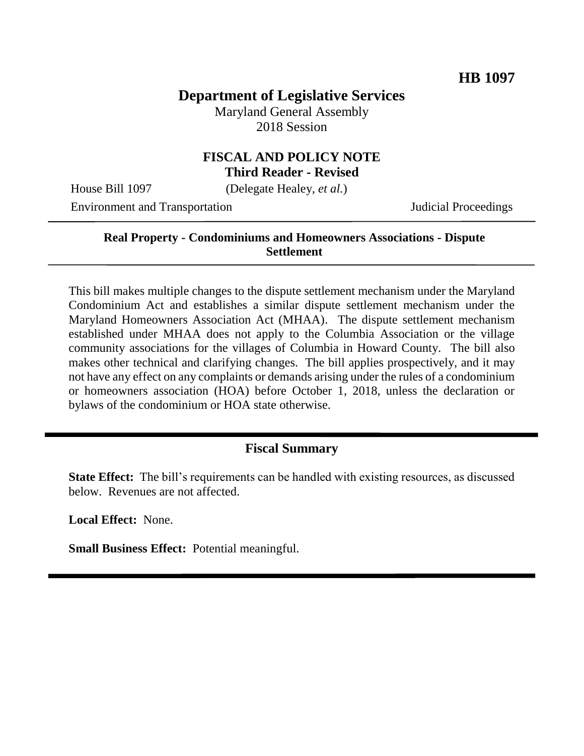**HB 1097**

# Department of Legislative Services

Maryland General Assembly
2018 Session

## FISCAL AND POLICY NOTE
**Third Reader - Revised**

House Bill 1097 (Delegate Healey, *et al.*)

Environment and Transportation Judicial Proceedings

---

**Real Property - Condominiums and Homeowners Associations - Dispute Settlement**

---

This bill makes multiple changes to the dispute settlement mechanism under the Maryland Condominium Act and establishes a similar dispute settlement mechanism under the Maryland Homeowners Association Act (MHAA). The dispute settlement mechanism established under MHAA does not apply to the Columbia Association or the village community associations for the villages of Columbia in Howard County. The bill also makes other technical and clarifying changes. The bill applies prospectively, and it may not have any effect on any complaints or demands arising under the rules of a condominium or homeowners association (HOA) before October 1, 2018, unless the declaration or bylaws of the condominium or HOA state otherwise.

---

## Fiscal Summary

**State Effect:** The bill's requirements can be handled with existing resources, as discussed below. Revenues are not affected.

**Local Effect:** None.

**Small Business Effect:** Potential meaningful.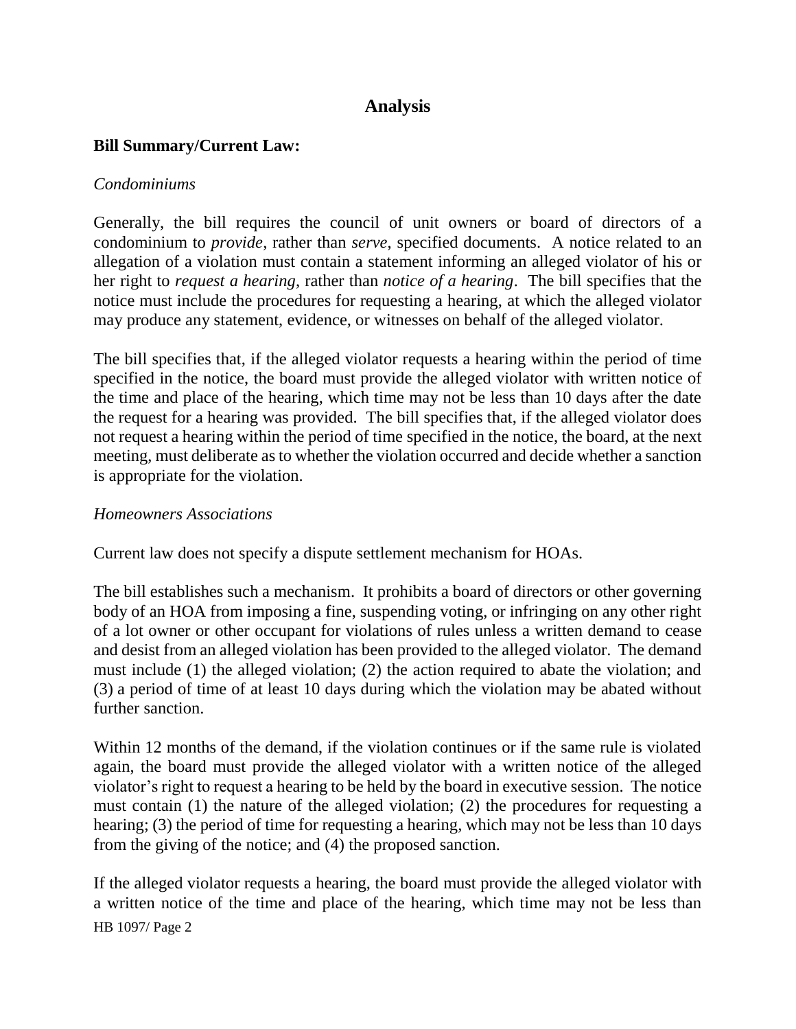## Analysis

**Bill Summary/Current Law:**

*Condominiums*

Generally, the bill requires the council of unit owners or board of directors of a condominium to *provide*, rather than *serve*, specified documents. A notice related to an allegation of a violation must contain a statement informing an alleged violator of his or her right to *request a hearing*, rather than *notice of a hearing*. The bill specifies that the notice must include the procedures for requesting a hearing, at which the alleged violator may produce any statement, evidence, or witnesses on behalf of the alleged violator.

The bill specifies that, if the alleged violator requests a hearing within the period of time specified in the notice, the board must provide the alleged violator with written notice of the time and place of the hearing, which time may not be less than 10 days after the date the request for a hearing was provided. The bill specifies that, if the alleged violator does not request a hearing within the period of time specified in the notice, the board, at the next meeting, must deliberate as to whether the violation occurred and decide whether a sanction is appropriate for the violation.

*Homeowners Associations*

Current law does not specify a dispute settlement mechanism for HOAs.

The bill establishes such a mechanism. It prohibits a board of directors or other governing body of an HOA from imposing a fine, suspending voting, or infringing on any other right of a lot owner or other occupant for violations of rules unless a written demand to cease and desist from an alleged violation has been provided to the alleged violator. The demand must include (1) the alleged violation; (2) the action required to abate the violation; and (3) a period of time of at least 10 days during which the violation may be abated without further sanction.

Within 12 months of the demand, if the violation continues or if the same rule is violated again, the board must provide the alleged violator with a written notice of the alleged violator's right to request a hearing to be held by the board in executive session. The notice must contain (1) the nature of the alleged violation; (2) the procedures for requesting a hearing; (3) the period of time for requesting a hearing, which may not be less than 10 days from the giving of the notice; and (4) the proposed sanction.

If the alleged violator requests a hearing, the board must provide the alleged violator with a written notice of the time and place of the hearing, which time may not be less than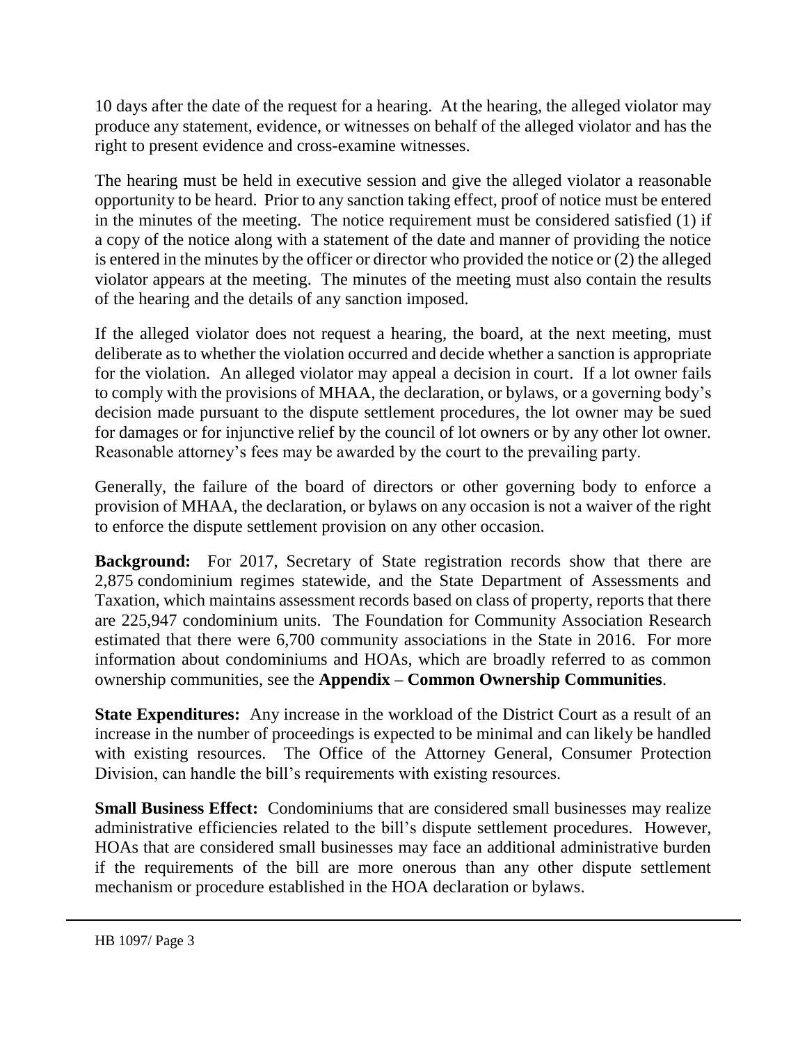10 days after the date of the request for a hearing. At the hearing, the alleged violator may produce any statement, evidence, or witnesses on behalf of the alleged violator and has the right to present evidence and cross-examine witnesses.

The hearing must be held in executive session and give the alleged violator a reasonable opportunity to be heard. Prior to any sanction taking effect, proof of notice must be entered in the minutes of the meeting. The notice requirement must be considered satisfied (1) if a copy of the notice along with a statement of the date and manner of providing the notice is entered in the minutes by the officer or director who provided the notice or (2) the alleged violator appears at the meeting. The minutes of the meeting must also contain the results of the hearing and the details of any sanction imposed.

If the alleged violator does not request a hearing, the board, at the next meeting, must deliberate as to whether the violation occurred and decide whether a sanction is appropriate for the violation. An alleged violator may appeal a decision in court. If a lot owner fails to comply with the provisions of MHAA, the declaration, or bylaws, or a governing body's decision made pursuant to the dispute settlement procedures, the lot owner may be sued for damages or for injunctive relief by the council of lot owners or by any other lot owner. Reasonable attorney's fees may be awarded by the court to the prevailing party.

Generally, the failure of the board of directors or other governing body to enforce a provision of MHAA, the declaration, or bylaws on any occasion is not a waiver of the right to enforce the dispute settlement provision on any other occasion.

**Background:** For 2017, Secretary of State registration records show that there are 2,875 condominium regimes statewide, and the State Department of Assessments and Taxation, which maintains assessment records based on class of property, reports that there are 225,947 condominium units. The Foundation for Community Association Research estimated that there were 6,700 community associations in the State in 2016. For more information about condominiums and HOAs, which are broadly referred to as common ownership communities, see the **Appendix – Common Ownership Communities**.

**State Expenditures:** Any increase in the workload of the District Court as a result of an increase in the number of proceedings is expected to be minimal and can likely be handled with existing resources. The Office of the Attorney General, Consumer Protection Division, can handle the bill's requirements with existing resources.

**Small Business Effect:** Condominiums that are considered small businesses may realize administrative efficiencies related to the bill's dispute settlement procedures. However, HOAs that are considered small businesses may face an additional administrative burden if the requirements of the bill are more onerous than any other dispute settlement mechanism or procedure established in the HOA declaration or bylaws.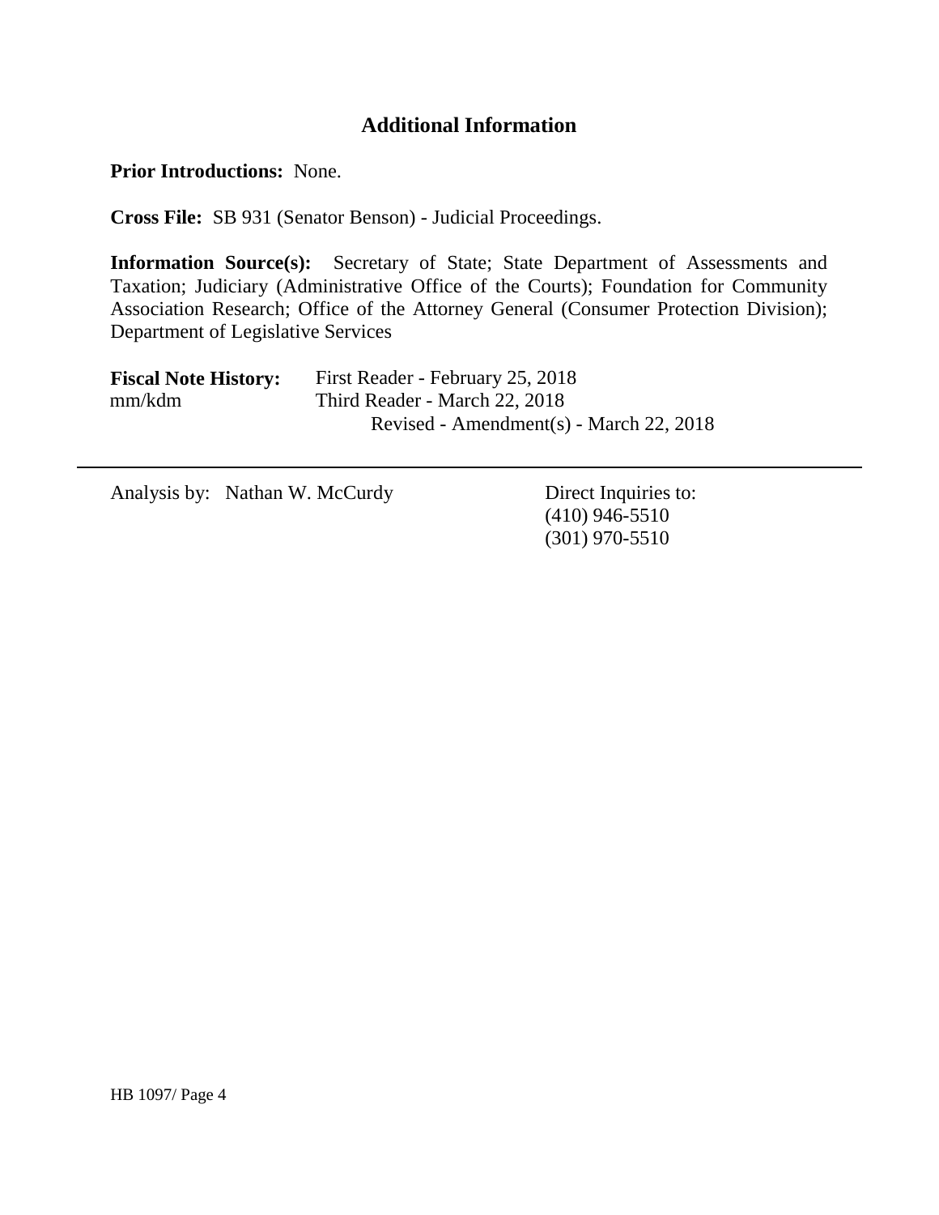## Additional Information

**Prior Introductions:** None.

**Cross File:** SB 931 (Senator Benson) - Judicial Proceedings.

**Information Source(s):** Secretary of State; State Department of Assessments and Taxation; Judiciary (Administrative Office of the Courts); Foundation for Community Association Research; Office of the Attorney General (Consumer Protection Division); Department of Legislative Services

| **Fiscal Note History:** | First Reader - February 25, 2018 |
|---|---|
| mm/kdm | Third Reader - March 22, 2018 |
| | Revised - Amendment(s) - March 22, 2018 |

---

Analysis by: Nathan W. McCurdy

Direct Inquiries to:
(410) 946-5510
(301) 970-5510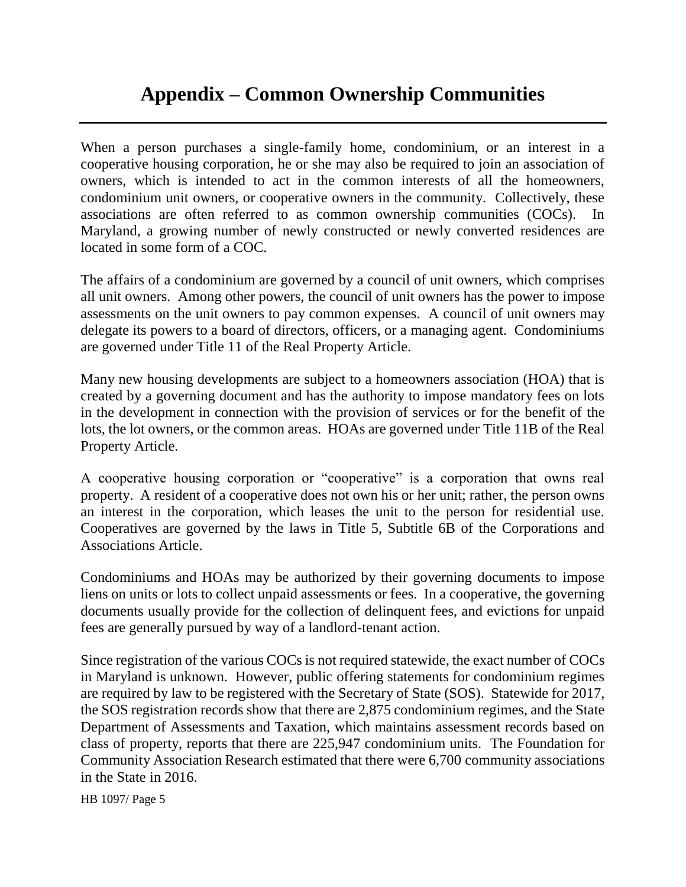# Appendix – Common Ownership Communities

When a person purchases a single-family home, condominium, or an interest in a cooperative housing corporation, he or she may also be required to join an association of owners, which is intended to act in the common interests of all the homeowners, condominium unit owners, or cooperative owners in the community. Collectively, these associations are often referred to as common ownership communities (COCs). In Maryland, a growing number of newly constructed or newly converted residences are located in some form of a COC.

The affairs of a condominium are governed by a council of unit owners, which comprises all unit owners. Among other powers, the council of unit owners has the power to impose assessments on the unit owners to pay common expenses. A council of unit owners may delegate its powers to a board of directors, officers, or a managing agent. Condominiums are governed under Title 11 of the Real Property Article.

Many new housing developments are subject to a homeowners association (HOA) that is created by a governing document and has the authority to impose mandatory fees on lots in the development in connection with the provision of services or for the benefit of the lots, the lot owners, or the common areas. HOAs are governed under Title 11B of the Real Property Article.

A cooperative housing corporation or "cooperative" is a corporation that owns real property. A resident of a cooperative does not own his or her unit; rather, the person owns an interest in the corporation, which leases the unit to the person for residential use. Cooperatives are governed by the laws in Title 5, Subtitle 6B of the Corporations and Associations Article.

Condominiums and HOAs may be authorized by their governing documents to impose liens on units or lots to collect unpaid assessments or fees. In a cooperative, the governing documents usually provide for the collection of delinquent fees, and evictions for unpaid fees are generally pursued by way of a landlord-tenant action.

Since registration of the various COCs is not required statewide, the exact number of COCs in Maryland is unknown. However, public offering statements for condominium regimes are required by law to be registered with the Secretary of State (SOS). Statewide for 2017, the SOS registration records show that there are 2,875 condominium regimes, and the State Department of Assessments and Taxation, which maintains assessment records based on class of property, reports that there are 225,947 condominium units. The Foundation for Community Association Research estimated that there were 6,700 community associations in the State in 2016.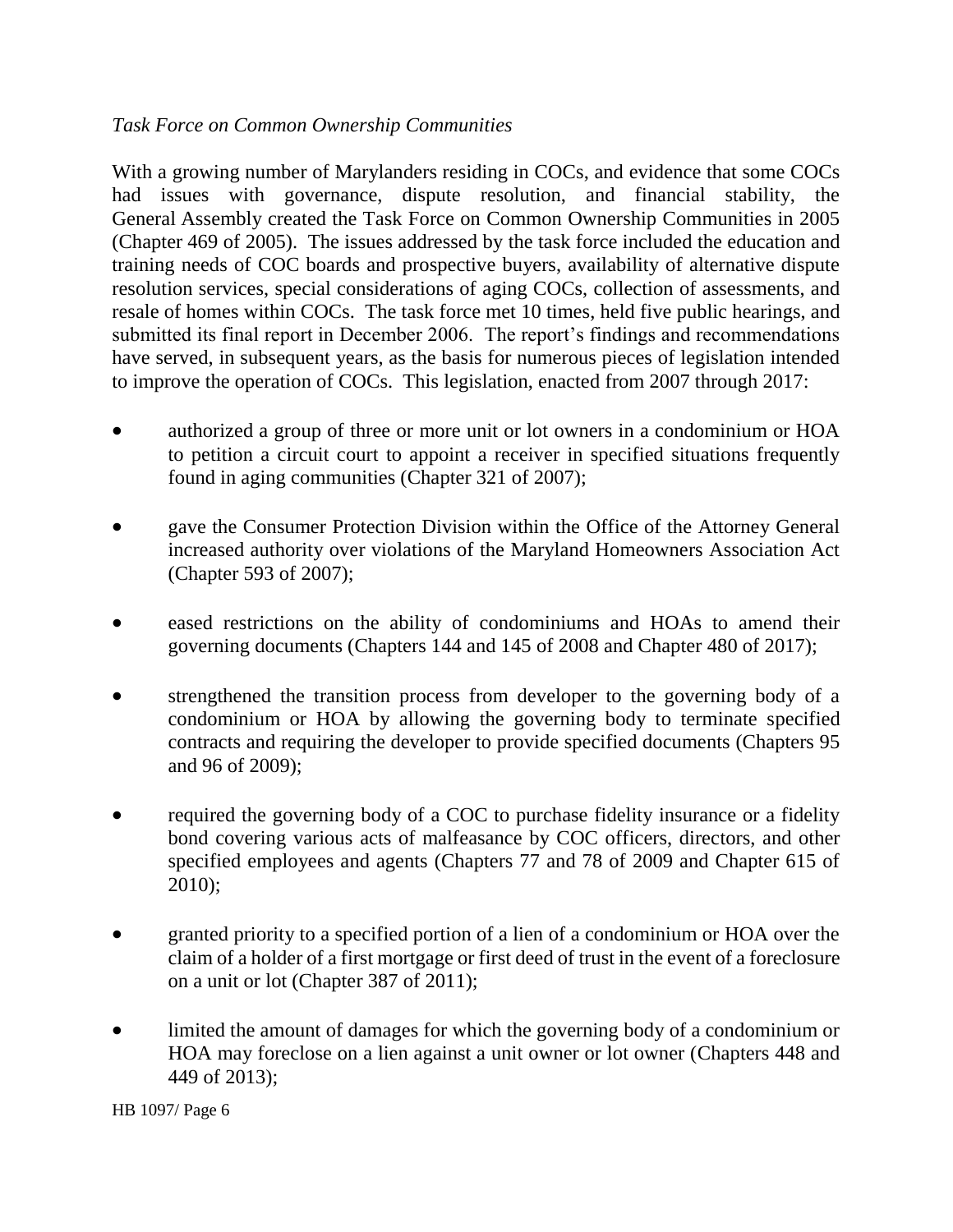*Task Force on Common Ownership Communities*

With a growing number of Marylanders residing in COCs, and evidence that some COCs had issues with governance, dispute resolution, and financial stability, the General Assembly created the Task Force on Common Ownership Communities in 2005 (Chapter 469 of 2005). The issues addressed by the task force included the education and training needs of COC boards and prospective buyers, availability of alternative dispute resolution services, special considerations of aging COCs, collection of assessments, and resale of homes within COCs. The task force met 10 times, held five public hearings, and submitted its final report in December 2006. The report's findings and recommendations have served, in subsequent years, as the basis for numerous pieces of legislation intended to improve the operation of COCs. This legislation, enacted from 2007 through 2017:

- authorized a group of three or more unit or lot owners in a condominium or HOA to petition a circuit court to appoint a receiver in specified situations frequently found in aging communities (Chapter 321 of 2007);
- gave the Consumer Protection Division within the Office of the Attorney General increased authority over violations of the Maryland Homeowners Association Act (Chapter 593 of 2007);
- eased restrictions on the ability of condominiums and HOAs to amend their governing documents (Chapters 144 and 145 of 2008 and Chapter 480 of 2017);
- strengthened the transition process from developer to the governing body of a condominium or HOA by allowing the governing body to terminate specified contracts and requiring the developer to provide specified documents (Chapters 95 and 96 of 2009);
- required the governing body of a COC to purchase fidelity insurance or a fidelity bond covering various acts of malfeasance by COC officers, directors, and other specified employees and agents (Chapters 77 and 78 of 2009 and Chapter 615 of 2010);
- granted priority to a specified portion of a lien of a condominium or HOA over the claim of a holder of a first mortgage or first deed of trust in the event of a foreclosure on a unit or lot (Chapter 387 of 2011);
- limited the amount of damages for which the governing body of a condominium or HOA may foreclose on a lien against a unit owner or lot owner (Chapters 448 and 449 of 2013);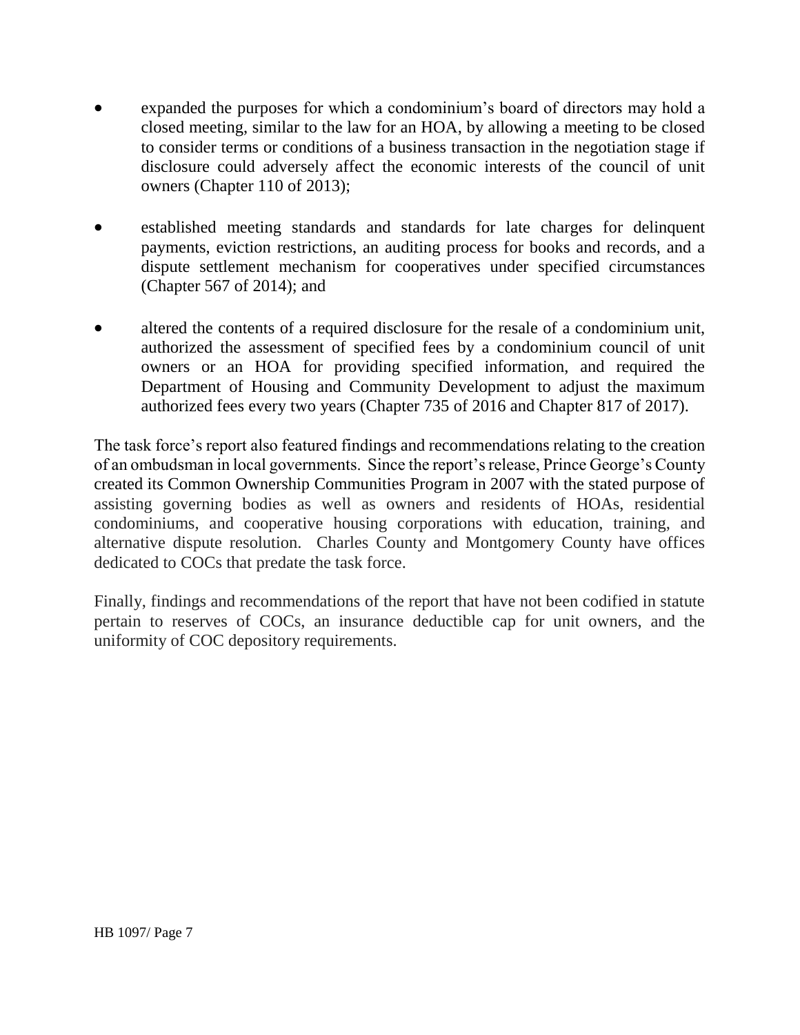- expanded the purposes for which a condominium's board of directors may hold a closed meeting, similar to the law for an HOA, by allowing a meeting to be closed to consider terms or conditions of a business transaction in the negotiation stage if disclosure could adversely affect the economic interests of the council of unit owners (Chapter 110 of 2013);

- established meeting standards and standards for late charges for delinquent payments, eviction restrictions, an auditing process for books and records, and a dispute settlement mechanism for cooperatives under specified circumstances (Chapter 567 of 2014); and

- altered the contents of a required disclosure for the resale of a condominium unit, authorized the assessment of specified fees by a condominium council of unit owners or an HOA for providing specified information, and required the Department of Housing and Community Development to adjust the maximum authorized fees every two years (Chapter 735 of 2016 and Chapter 817 of 2017).

The task force's report also featured findings and recommendations relating to the creation of an ombudsman in local governments. Since the report's release, Prince George's County created its Common Ownership Communities Program in 2007 with the stated purpose of assisting governing bodies as well as owners and residents of HOAs, residential condominiums, and cooperative housing corporations with education, training, and alternative dispute resolution. Charles County and Montgomery County have offices dedicated to COCs that predate the task force.

Finally, findings and recommendations of the report that have not been codified in statute pertain to reserves of COCs, an insurance deductible cap for unit owners, and the uniformity of COC depository requirements.